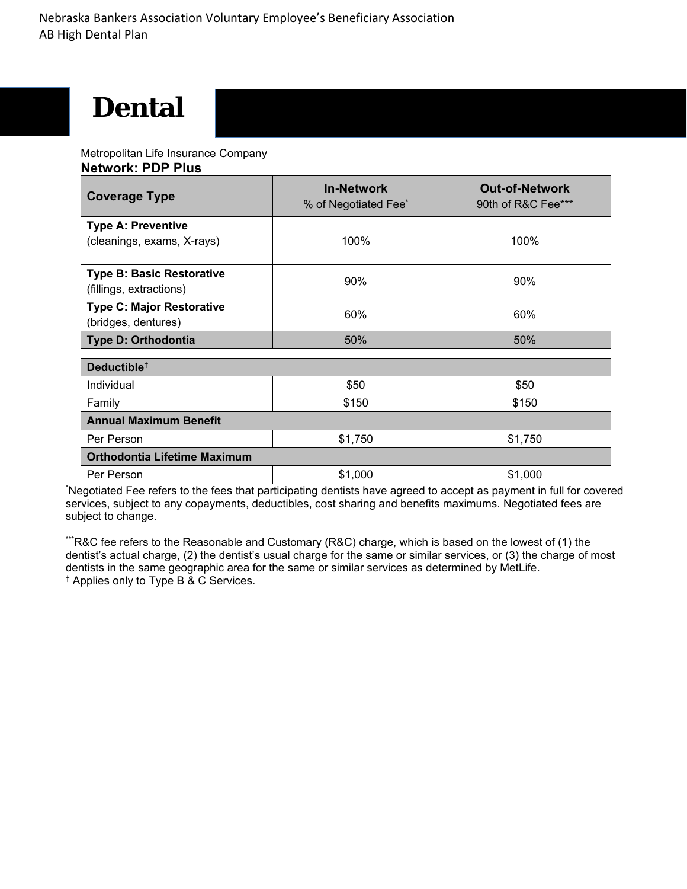Nebraska Bankers Association Voluntary Employee's Beneficiary Association
AB High Dental Plan

# Dental

Metropolitan Life Insurance Company

**Network: PDP Plus**

| Coverage Type | In-Network<br>% of Negotiated Fee* | Out-of-Network<br>90th of R&C Fee*** |
|---|---|---|
| **Type A: Preventive**<br>(cleanings, exams, X-rays) | 100% | 100% |
| **Type B: Basic Restorative**<br>(fillings, extractions) | 90% | 90% |
| **Type C: Major Restorative**<br>(bridges, dentures) | 60% | 60% |
| **Type D: Orthodontia** | 50% | 50% |

| **Deductible†** | | |
|---|---|---|
| Individual | $50 | $50 |
| Family | $150 | $150 |
| **Annual Maximum Benefit** | | |
| Per Person | $1,750 | $1,750 |
| **Orthodontia Lifetime Maximum** | | |
| Per Person | $1,000 | $1,000 |

*Negotiated Fee refers to the fees that participating dentists have agreed to accept as payment in full for covered services, subject to any copayments, deductibles, cost sharing and benefits maximums. Negotiated fees are subject to change.

***R&C fee refers to the Reasonable and Customary (R&C) charge, which is based on the lowest of (1) the dentist's actual charge, (2) the dentist's usual charge for the same or similar services, or (3) the charge of most dentists in the same geographic area for the same or similar services as determined by MetLife.

† Applies only to Type B & C Services.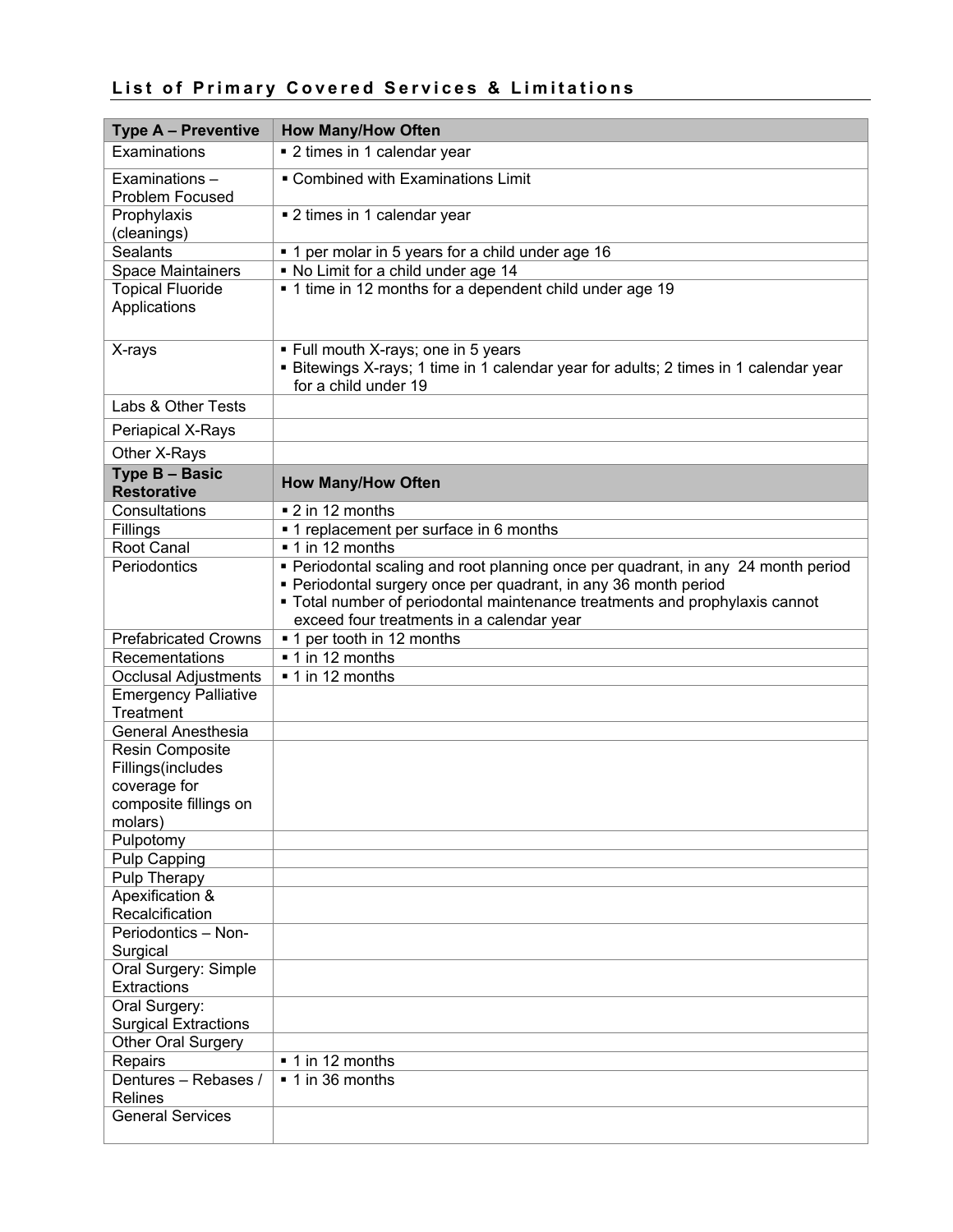## List of Primary Covered Services & Limitations

| Type A – Preventive | How Many/How Often |
|---|---|
| Examinations | ▪ 2 times in 1 calendar year |
| Examinations – Problem Focused | ▪ Combined with Examinations Limit |
| Prophylaxis (cleanings) | ▪ 2 times in 1 calendar year |
| Sealants | ▪ 1 per molar in 5 years for a child under age 16 |
| Space Maintainers | ▪ No Limit for a child under age 14 |
| Topical Fluoride Applications | ▪ 1 time in 12 months for a dependent child under age 19 |
| X-rays | ▪ Full mouth X-rays; one in 5 years<br>▪ Bitewings X-rays; 1 time in 1 calendar year for adults; 2 times in 1 calendar year for a child under 19 |
| Labs & Other Tests | |
| Periapical X-Rays | |
| Other X-Rays | |
| **Type B – Basic Restorative** | **How Many/How Often** |
| Consultations | ▪ 2 in 12 months |
| Fillings | ▪ 1 replacement per surface in 6 months |
| Root Canal | ▪ 1 in 12 months |
| Periodontics | ▪ Periodontal scaling and root planning once per quadrant, in any 24 month period<br>▪ Periodontal surgery once per quadrant, in any 36 month period<br>▪ Total number of periodontal maintenance treatments and prophylaxis cannot exceed four treatments in a calendar year |
| Prefabricated Crowns | ▪ 1 per tooth in 12 months |
| Recementations | ▪ 1 in 12 months |
| Occlusal Adjustments | ▪ 1 in 12 months |
| Emergency Palliative Treatment | |
| General Anesthesia | |
| Resin Composite Fillings(includes coverage for composite fillings on molars) | |
| Pulpotomy | |
| Pulp Capping | |
| Pulp Therapy | |
| Apexification & Recalcification | |
| Periodontics – Non-Surgical | |
| Oral Surgery: Simple Extractions | |
| Oral Surgery: Surgical Extractions | |
| Other Oral Surgery | |
| Repairs | ▪ 1 in 12 months |
| Dentures – Rebases / Relines | ▪ 1 in 36 months |
| General Services | |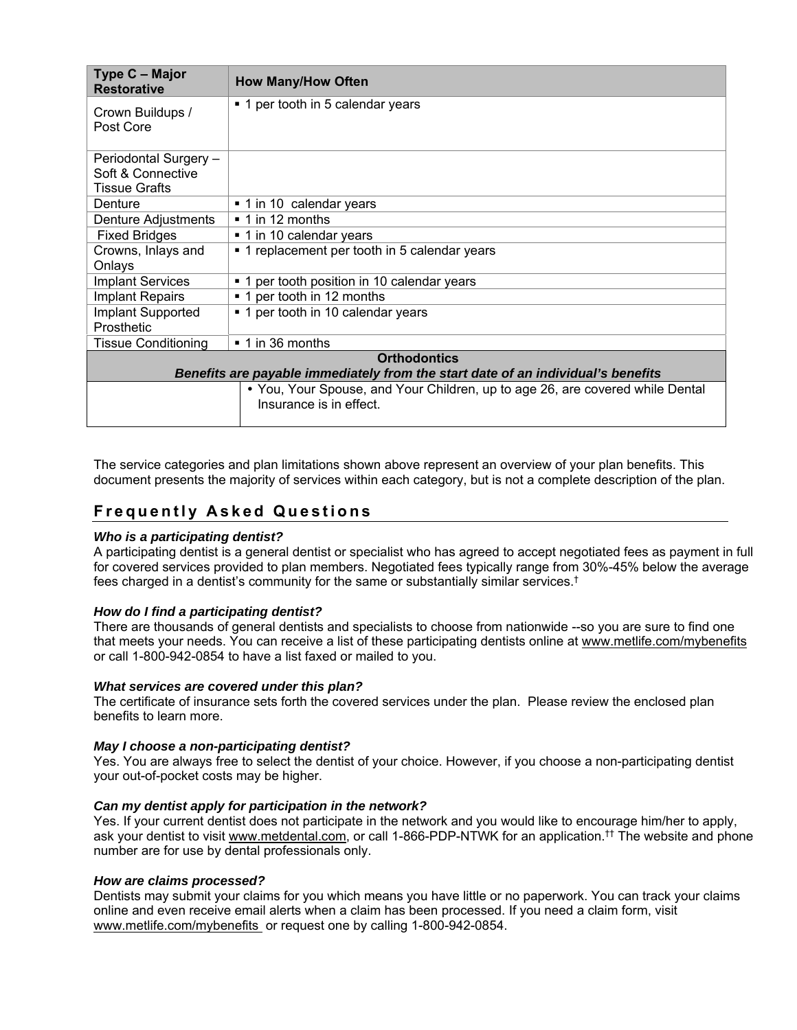| Type C – Major Restorative | How Many/How Often |
|---|---|
| Crown Buildups / Post Core | ▪ 1 per tooth in 5 calendar years |
| Periodontal Surgery – Soft & Connective Tissue Grafts | |
| Denture | ▪ 1 in 10 calendar years |
| Denture Adjustments | ▪ 1 in 12 months |
| Fixed Bridges | ▪ 1 in 10 calendar years |
| Crowns, Inlays and Onlays | ▪ 1 replacement per tooth in 5 calendar years |
| Implant Services | ▪ 1 per tooth position in 10 calendar years |
| Implant Repairs | ▪ 1 per tooth in 12 months |
| Implant Supported Prosthetic | ▪ 1 per tooth in 10 calendar years |
| Tissue Conditioning | ▪ 1 in 36 months |
| **Orthodontics** *Benefits are payable immediately from the start date of an individual's benefits* | |
| | • You, Your Spouse, and Your Children, up to age 26, are covered while Dental Insurance is in effect. |

The service categories and plan limitations shown above represent an overview of your plan benefits. This document presents the majority of services within each category, but is not a complete description of the plan.

## Frequently Asked Questions

***Who is a participating dentist?***
A participating dentist is a general dentist or specialist who has agreed to accept negotiated fees as payment in full for covered services provided to plan members. Negotiated fees typically range from 30%-45% below the average fees charged in a dentist's community for the same or substantially similar services.†

***How do I find a participating dentist?***
There are thousands of general dentists and specialists to choose from nationwide --so you are sure to find one that meets your needs. You can receive a list of these participating dentists online at www.metlife.com/mybenefits or call 1-800-942-0854 to have a list faxed or mailed to you.

***What services are covered under this plan?***
The certificate of insurance sets forth the covered services under the plan. Please review the enclosed plan benefits to learn more.

***May I choose a non-participating dentist?***
Yes. You are always free to select the dentist of your choice. However, if you choose a non-participating dentist your out-of-pocket costs may be higher.

***Can my dentist apply for participation in the network?***
Yes. If your current dentist does not participate in the network and you would like to encourage him/her to apply, ask your dentist to visit www.metdental.com, or call 1-866-PDP-NTWK for an application.†† The website and phone number are for use by dental professionals only.

***How are claims processed?***
Dentists may submit your claims for you which means you have little or no paperwork. You can track your claims online and even receive email alerts when a claim has been processed. If you need a claim form, visit www.metlife.com/mybenefits or request one by calling 1-800-942-0854.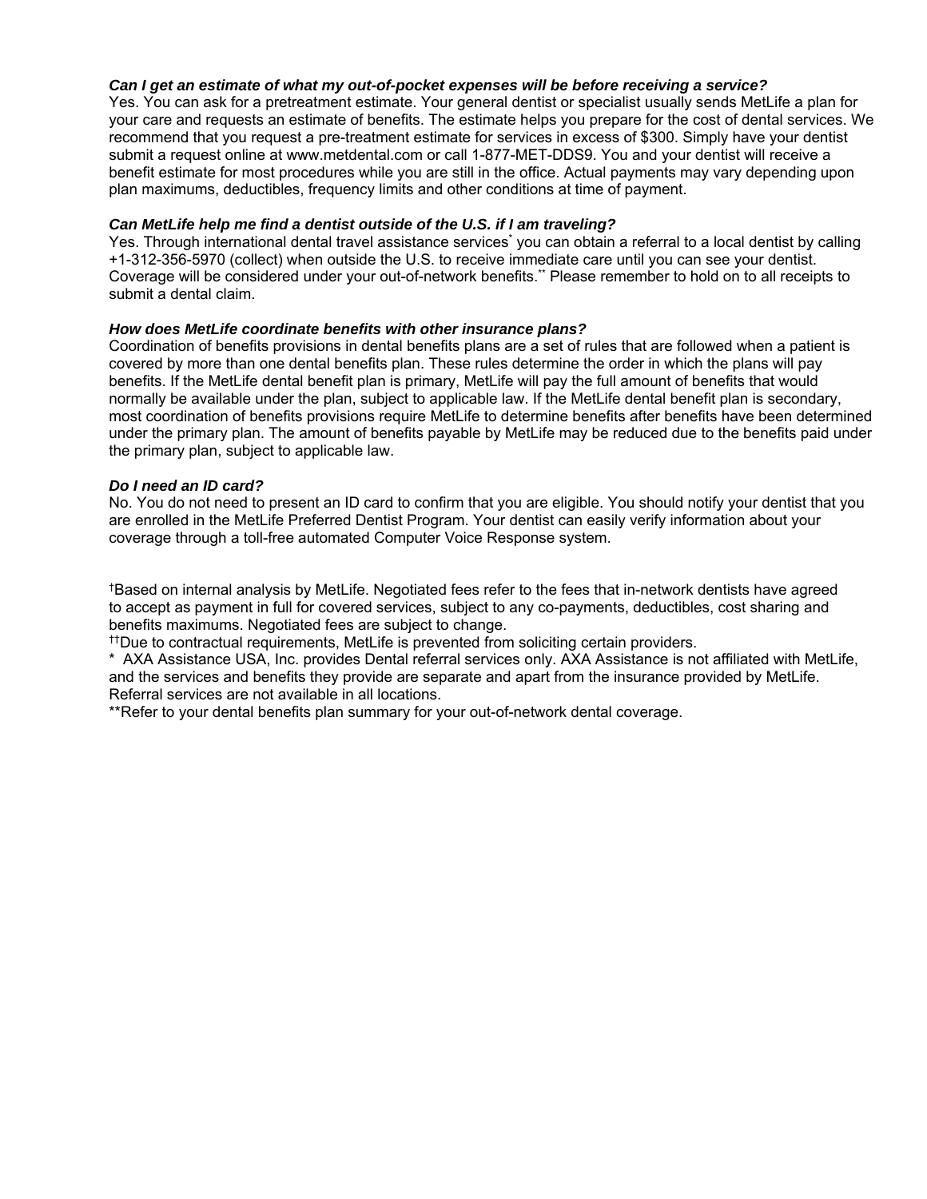***Can I get an estimate of what my out-of-pocket expenses will be before receiving a service?***

Yes. You can ask for a pretreatment estimate. Your general dentist or specialist usually sends MetLife a plan for your care and requests an estimate of benefits. The estimate helps you prepare for the cost of dental services. We recommend that you request a pre-treatment estimate for services in excess of $300. Simply have your dentist submit a request online at www.metdental.com or call 1-877-MET-DDS9. You and your dentist will receive a benefit estimate for most procedures while you are still in the office. Actual payments may vary depending upon plan maximums, deductibles, frequency limits and other conditions at time of payment.

***Can MetLife help me find a dentist outside of the U.S. if I am traveling?***

Yes. Through international dental travel assistance services* you can obtain a referral to a local dentist by calling +1-312-356-5970 (collect) when outside the U.S. to receive immediate care until you can see your dentist. Coverage will be considered under your out-of-network benefits.** Please remember to hold on to all receipts to submit a dental claim.

***How does MetLife coordinate benefits with other insurance plans?***

Coordination of benefits provisions in dental benefits plans are a set of rules that are followed when a patient is covered by more than one dental benefits plan. These rules determine the order in which the plans will pay benefits. If the MetLife dental benefit plan is primary, MetLife will pay the full amount of benefits that would normally be available under the plan, subject to applicable law. If the MetLife dental benefit plan is secondary, most coordination of benefits provisions require MetLife to determine benefits after benefits have been determined under the primary plan. The amount of benefits payable by MetLife may be reduced due to the benefits paid under the primary plan, subject to applicable law.

***Do I need an ID card?***

No. You do not need to present an ID card to confirm that you are eligible. You should notify your dentist that you are enrolled in the MetLife Preferred Dentist Program. Your dentist can easily verify information about your coverage through a toll-free automated Computer Voice Response system.

†Based on internal analysis by MetLife. Negotiated fees refer to the fees that in-network dentists have agreed to accept as payment in full for covered services, subject to any co-payments, deductibles, cost sharing and benefits maximums. Negotiated fees are subject to change.

††Due to contractual requirements, MetLife is prevented from soliciting certain providers.

\* AXA Assistance USA, Inc. provides Dental referral services only. AXA Assistance is not affiliated with MetLife, and the services and benefits they provide are separate and apart from the insurance provided by MetLife. Referral services are not available in all locations.

**Refer to your dental benefits plan summary for your out-of-network dental coverage.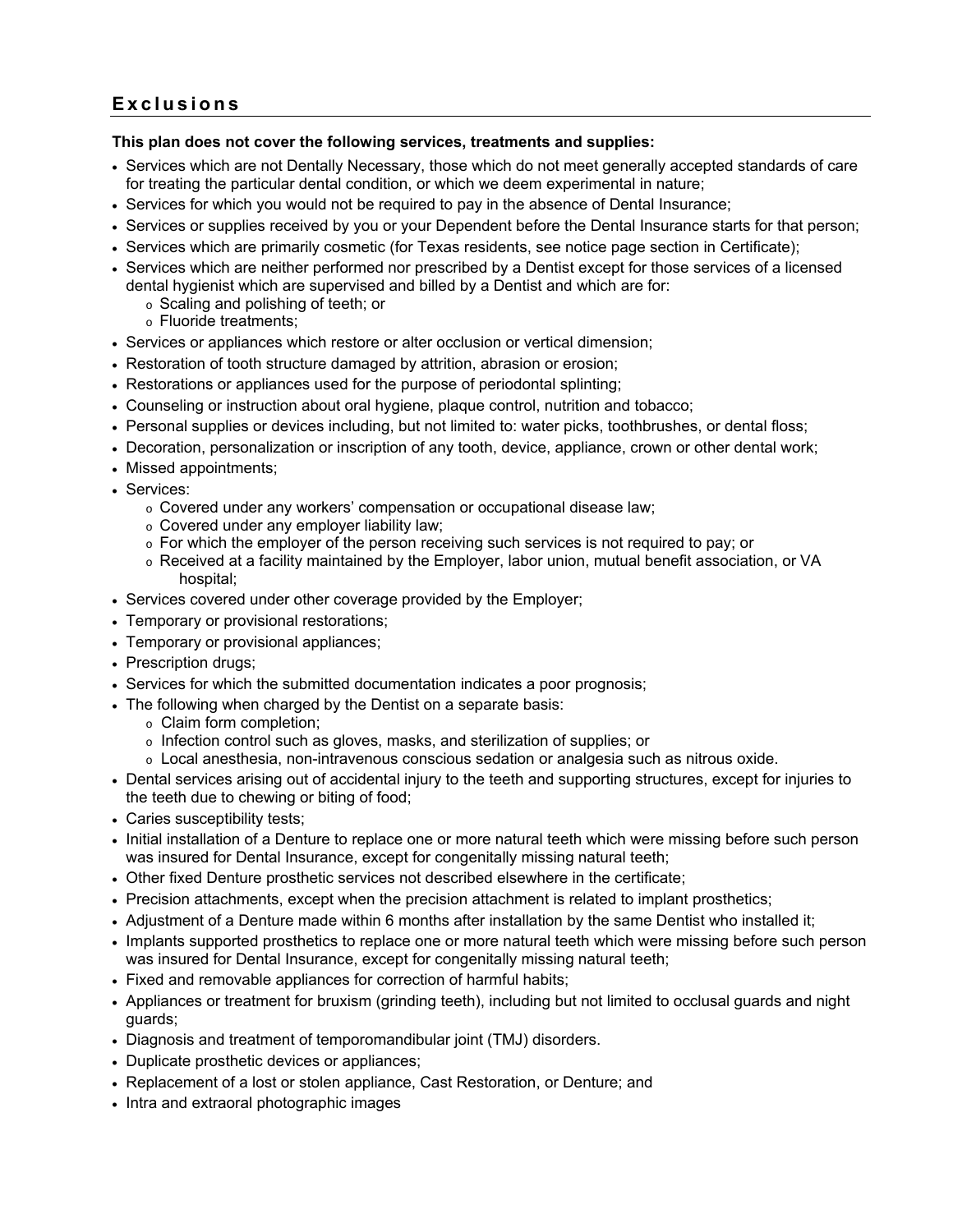## Exclusions

**This plan does not cover the following services, treatments and supplies:**

- Services which are not Dentally Necessary, those which do not meet generally accepted standards of care for treating the particular dental condition, or which we deem experimental in nature;
- Services for which you would not be required to pay in the absence of Dental Insurance;
- Services or supplies received by you or your Dependent before the Dental Insurance starts for that person;
- Services which are primarily cosmetic (for Texas residents, see notice page section in Certificate);
- Services which are neither performed nor prescribed by a Dentist except for those services of a licensed dental hygienist which are supervised and billed by a Dentist and which are for:
  - Scaling and polishing of teeth; or
  - Fluoride treatments;
- Services or appliances which restore or alter occlusion or vertical dimension;
- Restoration of tooth structure damaged by attrition, abrasion or erosion;
- Restorations or appliances used for the purpose of periodontal splinting;
- Counseling or instruction about oral hygiene, plaque control, nutrition and tobacco;
- Personal supplies or devices including, but not limited to: water picks, toothbrushes, or dental floss;
- Decoration, personalization or inscription of any tooth, device, appliance, crown or other dental work;
- Missed appointments;
- Services:
  - Covered under any workers' compensation or occupational disease law;
  - Covered under any employer liability law;
  - For which the employer of the person receiving such services is not required to pay; or
  - Received at a facility maintained by the Employer, labor union, mutual benefit association, or VA hospital;
- Services covered under other coverage provided by the Employer;
- Temporary or provisional restorations;
- Temporary or provisional appliances;
- Prescription drugs;
- Services for which the submitted documentation indicates a poor prognosis;
- The following when charged by the Dentist on a separate basis:
  - Claim form completion;
  - Infection control such as gloves, masks, and sterilization of supplies; or
  - Local anesthesia, non-intravenous conscious sedation or analgesia such as nitrous oxide.
- Dental services arising out of accidental injury to the teeth and supporting structures, except for injuries to the teeth due to chewing or biting of food;
- Caries susceptibility tests;
- Initial installation of a Denture to replace one or more natural teeth which were missing before such person was insured for Dental Insurance, except for congenitally missing natural teeth;
- Other fixed Denture prosthetic services not described elsewhere in the certificate;
- Precision attachments, except when the precision attachment is related to implant prosthetics;
- Adjustment of a Denture made within 6 months after installation by the same Dentist who installed it;
- Implants supported prosthetics to replace one or more natural teeth which were missing before such person was insured for Dental Insurance, except for congenitally missing natural teeth;
- Fixed and removable appliances for correction of harmful habits;
- Appliances or treatment for bruxism (grinding teeth), including but not limited to occlusal guards and night guards;
- Diagnosis and treatment of temporomandibular joint (TMJ) disorders.
- Duplicate prosthetic devices or appliances;
- Replacement of a lost or stolen appliance, Cast Restoration, or Denture; and
- Intra and extraoral photographic images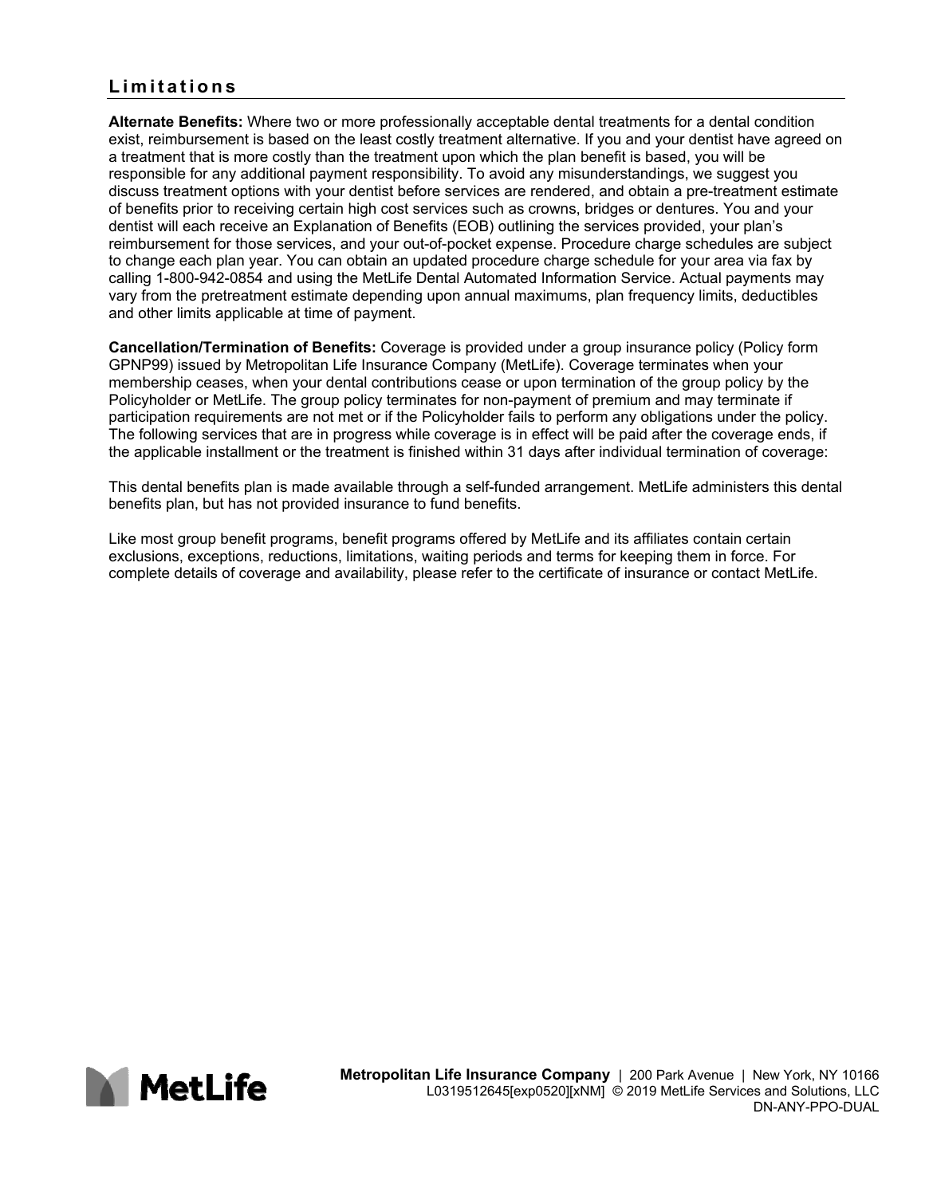## Limitations

**Alternate Benefits:** Where two or more professionally acceptable dental treatments for a dental condition exist, reimbursement is based on the least costly treatment alternative. If you and your dentist have agreed on a treatment that is more costly than the treatment upon which the plan benefit is based, you will be responsible for any additional payment responsibility. To avoid any misunderstandings, we suggest you discuss treatment options with your dentist before services are rendered, and obtain a pre-treatment estimate of benefits prior to receiving certain high cost services such as crowns, bridges or dentures. You and your dentist will each receive an Explanation of Benefits (EOB) outlining the services provided, your plan's reimbursement for those services, and your out-of-pocket expense. Procedure charge schedules are subject to change each plan year. You can obtain an updated procedure charge schedule for your area via fax by calling 1-800-942-0854 and using the MetLife Dental Automated Information Service. Actual payments may vary from the pretreatment estimate depending upon annual maximums, plan frequency limits, deductibles and other limits applicable at time of payment.

**Cancellation/Termination of Benefits:** Coverage is provided under a group insurance policy (Policy form GPNP99) issued by Metropolitan Life Insurance Company (MetLife). Coverage terminates when your membership ceases, when your dental contributions cease or upon termination of the group policy by the Policyholder or MetLife. The group policy terminates for non-payment of premium and may terminate if participation requirements are not met or if the Policyholder fails to perform any obligations under the policy. The following services that are in progress while coverage is in effect will be paid after the coverage ends, if the applicable installment or the treatment is finished within 31 days after individual termination of coverage:

This dental benefits plan is made available through a self-funded arrangement. MetLife administers this dental benefits plan, but has not provided insurance to fund benefits.

Like most group benefit programs, benefit programs offered by MetLife and its affiliates contain certain exclusions, exceptions, reductions, limitations, waiting periods and terms for keeping them in force. For complete details of coverage and availability, please refer to the certificate of insurance or contact MetLife.

MetLife

**Metropolitan Life Insurance Company** | 200 Park Avenue | New York, NY 10166
L0319512645[exp0520][xNM] © 2019 MetLife Services and Solutions, LLC
DN-ANY-PPO-DUAL